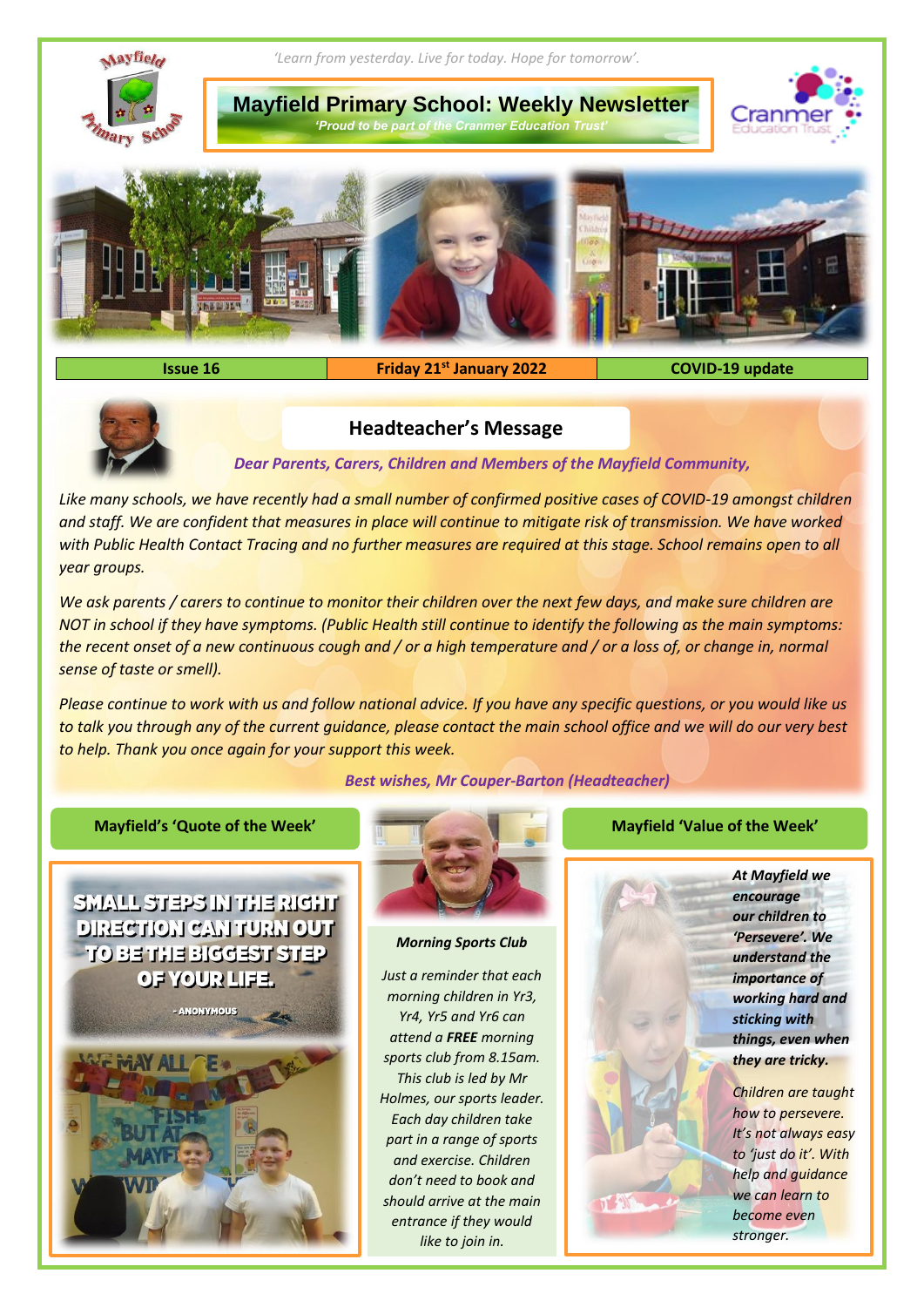*'Learn from yesterday. Live for today. Hope for tomorrow'.*

# Mayfield Primary School: Weekly Newsletter

*'Proud to be part of the Cranmer Education Trust'*

| Issue 16 | Friday 21st January 2022 | COVID-19 update |
|---|---|---|

## Headteacher's Message

*Dear Parents, Carers, Children and Members of the Mayfield Community,*

*Like many schools, we have recently had a small number of confirmed positive cases of COVID-19 amongst children and staff. We are confident that measures in place will continue to mitigate risk of transmission. We have worked with Public Health Contact Tracing and no further measures are required at this stage. School remains open to all year groups.*

*We ask parents / carers to continue to monitor their children over the next few days, and make sure children are NOT in school if they have symptoms. (Public Health still continue to identify the following as the main symptoms: the recent onset of a new continuous cough and / or a high temperature and / or a loss of, or change in, normal sense of taste or smell).*

*Please continue to work with us and follow national advice. If you have any specific questions, or you would like us to talk you through any of the current guidance, please contact the main school office and we will do our very best to help. Thank you once again for your support this week.*

*Best wishes, Mr Couper-Barton (Headteacher)*

### Mayfield's 'Quote of the Week'

SMALL STEPS IN THE RIGHT DIRECTION CAN TURN OUT TO BE THE BIGGEST STEP OF YOUR LIFE.

- ANONYMOUS

### Morning Sports Club

*Just a reminder that each morning children in Yr3, Yr4, Yr5 and Yr6 can attend a **FREE** morning sports club from 8.15am. This club is led by Mr Holmes, our sports leader. Each day children take part in a range of sports and exercise. Children don't need to book and should arrive at the main entrance if they would like to join in.*

### Mayfield 'Value of the Week'

***At Mayfield we encourage our children to 'Persevere'. We understand the importance of working hard and sticking with things, even when they are tricky.***

*Children are taught how to persevere. It's not always easy to 'just do it'. With help and guidance we can learn to become even stronger.*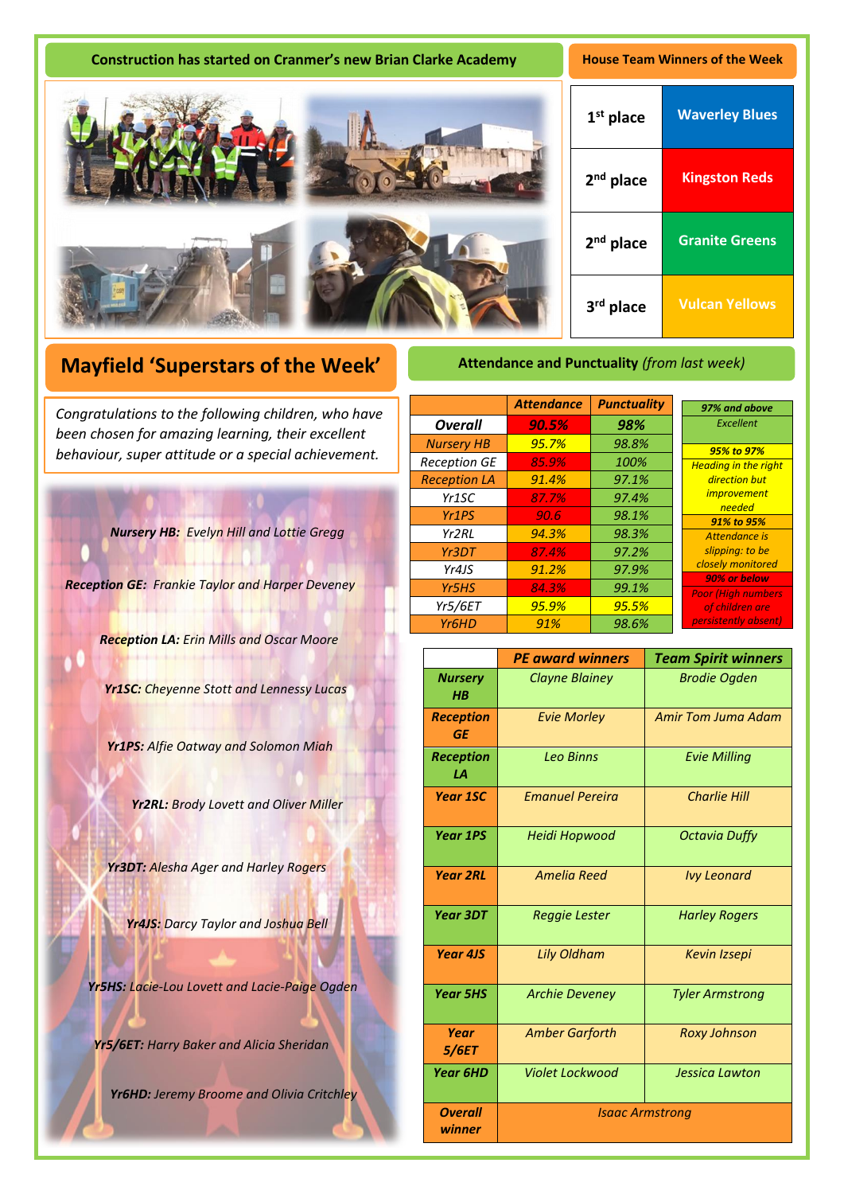## Construction has started on Cranmer's new Brian Clarke Academy

## House Team Winners of the Week

| | |
|---|---|
| 1st place | Waverley Blues |
| 2nd place | Kingston Reds |
| 2nd place | Granite Greens |
| 3rd place | Vulcan Yellows |

## Mayfield 'Superstars of the Week'

*Congratulations to the following children, who have been chosen for amazing learning, their excellent behaviour, super attitude or a special achievement.*

***Nursery HB:*** *Evelyn Hill and Lottie Gregg*

***Reception GE:*** *Frankie Taylor and Harper Deveney*

***Reception LA:*** *Erin Mills and Oscar Moore*

***Yr1SC:*** *Cheyenne Stott and Lennessy Lucas*

***Yr1PS:*** *Alfie Oatway and Solomon Miah*

***Yr2RL:*** *Brody Lovett and Oliver Miller*

***Yr3DT:*** *Alesha Ager and Harley Rogers*

***Yr4JS:*** *Darcy Taylor and Joshua Bell*

***Yr5HS:*** *Lacie-Lou Lovett and Lacie-Paige Ogden*

***Yr5/6ET:*** *Harry Baker and Alicia Sheridan*

***Yr6HD:*** *Jeremy Broome and Olivia Critchley*

## Attendance and Punctuality *(from last week)*

| | Attendance | Punctuality |
|---|---|---|
| **Overall** | **90.5%** | **98%** |
| Nursery HB | 95.7% | 98.8% |
| Reception GE | 85.9% | 100% |
| Reception LA | 91.4% | 97.1% |
| Yr1SC | 87.7% | 97.4% |
| Yr1PS | 90.6 | 98.1% |
| Yr2RL | 94.3% | 98.3% |
| Yr3DT | 87.4% | 97.2% |
| Yr4JS | 91.2% | 97.9% |
| Yr5HS | 84.3% | 99.1% |
| Yr5/6ET | 95.9% | 95.5% |
| Yr6HD | 91% | 98.6% |

| Key | |
|---|---|
| **97% and above** | Excellent |
| **95% to 97%** | Heading in the right direction but improvement needed |
| **91% to 95%** | Attendance is slipping: to be closely monitored |
| **90% or below** | Poor (High numbers of children are persistently absent) |

| | PE award winners | Team Spirit winners |
|---|---|---|
| **Nursery HB** | Clayne Blainey | Brodie Ogden |
| **Reception GE** | Evie Morley | Amir Tom Juma Adam |
| **Reception LA** | Leo Binns | Evie Milling |
| **Year 1SC** | Emanuel Pereira | Charlie Hill |
| **Year 1PS** | Heidi Hopwood | Octavia Duffy |
| **Year 2RL** | Amelia Reed | Ivy Leonard |
| **Year 3DT** | Reggie Lester | Harley Rogers |
| **Year 4JS** | Lily Oldham | Kevin Izsepi |
| **Year 5HS** | Archie Deveney | Tyler Armstrong |
| **Year 5/6ET** | Amber Garforth | Roxy Johnson |
| **Year 6HD** | Violet Lockwood | Jessica Lawton |
| **Overall winner** | Isaac Armstrong | |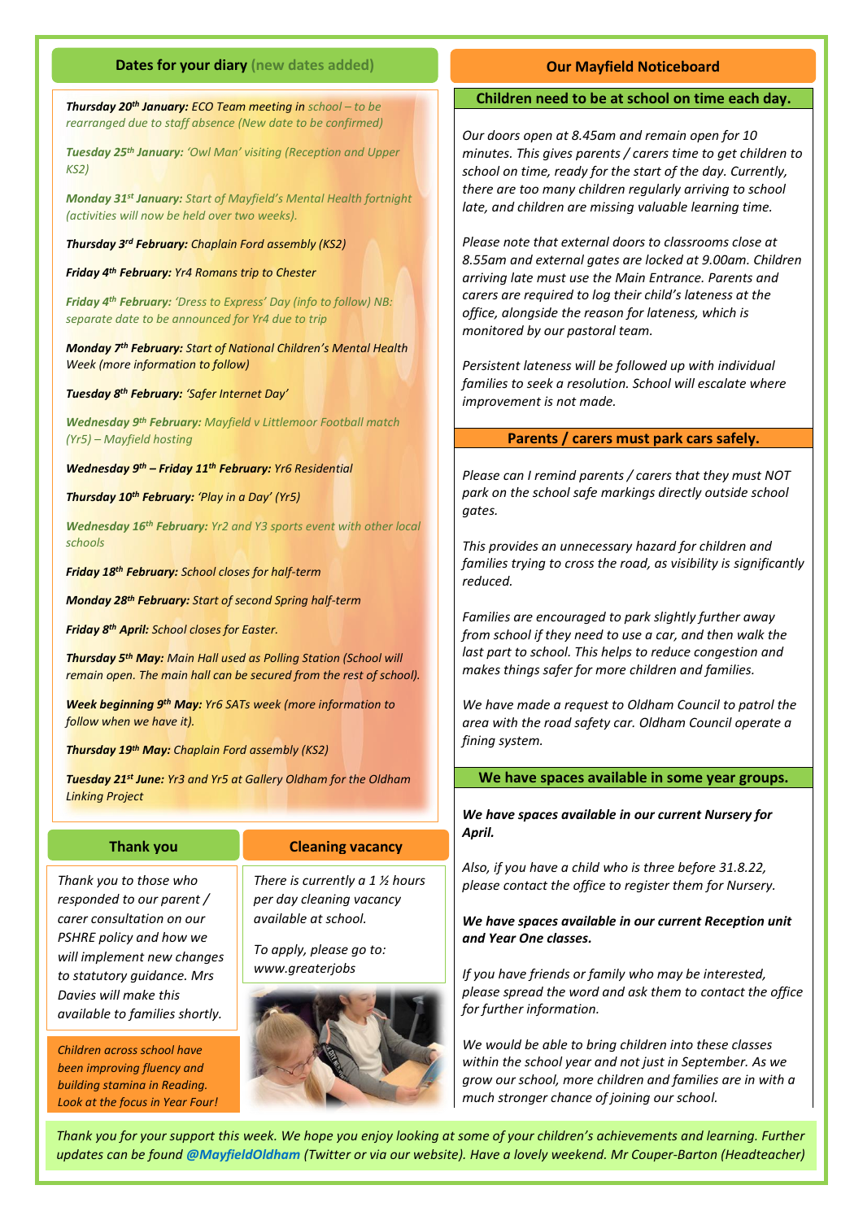## Dates for your diary (new dates added)

***Thursday 20th January:*** *ECO Team meeting in school – to be rearranged due to staff absence (New date to be confirmed)*

***Tuesday 25th January:*** *'Owl Man' visiting (Reception and Upper KS2)*

***Monday 31st January:*** *Start of Mayfield's Mental Health fortnight (activities will now be held over two weeks).*

***Thursday 3rd February:*** *Chaplain Ford assembly (KS2)*

***Friday 4th February:*** *Yr4 Romans trip to Chester*

***Friday 4th February:*** *'Dress to Express' Day (info to follow) NB: separate date to be announced for Yr4 due to trip*

***Monday 7th February:*** *Start of National Children's Mental Health Week (more information to follow)*

***Tuesday 8th February:*** *'Safer Internet Day'*

***Wednesday 9th February:*** *Mayfield v Littlemoor Football match (Yr5) – Mayfield hosting*

***Wednesday 9th – Friday 11th February:*** *Yr6 Residential*

***Thursday 10th February:*** *'Play in a Day' (Yr5)*

***Wednesday 16th February:*** *Yr2 and Y3 sports event with other local schools*

***Friday 18th February:*** *School closes for half-term*

***Monday 28th February:*** *Start of second Spring half-term*

***Friday 8th April:*** *School closes for Easter.*

***Thursday 5th May:*** *Main Hall used as Polling Station (School will remain open. The main hall can be secured from the rest of school).*

***Week beginning 9th May:*** *Yr6 SATs week (more information to follow when we have it).*

***Thursday 19th May:*** *Chaplain Ford assembly (KS2)*

***Tuesday 21st June:*** *Yr3 and Yr5 at Gallery Oldham for the Oldham Linking Project*

## Thank you

*Thank you to those who responded to our parent / carer consultation on our PSHRE policy and how we will implement new changes to statutory guidance. Mrs Davies will make this available to families shortly.*

*Children across school have been improving fluency and building stamina in Reading. Look at the focus in Year Four!*

## Cleaning vacancy

*There is currently a 1 ½ hours per day cleaning vacancy available at school.*

*To apply, please go to: www.greaterjobs*

## Our Mayfield Noticeboard

### Children need to be at school on time each day.

*Our doors open at 8.45am and remain open for 10 minutes. This gives parents / carers time to get children to school on time, ready for the start of the day. Currently, there are too many children regularly arriving to school late, and children are missing valuable learning time.*

*Please note that external doors to classrooms close at 8.55am and external gates are locked at 9.00am. Children arriving late must use the Main Entrance. Parents and carers are required to log their child's lateness at the office, alongside the reason for lateness, which is monitored by our pastoral team.*

*Persistent lateness will be followed up with individual families to seek a resolution. School will escalate where improvement is not made.*

### Parents / carers must park cars safely.

*Please can I remind parents / carers that they must NOT park on the school safe markings directly outside school gates.*

*This provides an unnecessary hazard for children and families trying to cross the road, as visibility is significantly reduced.*

*Families are encouraged to park slightly further away from school if they need to use a car, and then walk the last part to school. This helps to reduce congestion and makes things safer for more children and families.*

*We have made a request to Oldham Council to patrol the area with the road safety car. Oldham Council operate a fining system.*

### We have spaces available in some year groups.

***We have spaces available in our current Nursery for April.***

*Also, if you have a child who is three before 31.8.22, please contact the office to register them for Nursery.*

***We have spaces available in our current Reception unit and Year One classes.***

*If you have friends or family who may be interested, please spread the word and ask them to contact the office for further information.*

*We would be able to bring children into these classes within the school year and not just in September. As we grow our school, more children and families are in with a much stronger chance of joining our school.*

*Thank you for your support this week. We hope you enjoy looking at some of your children's achievements and learning. Further updates can be found **@MayfieldOldham** (Twitter or via our website). Have a lovely weekend. Mr Couper-Barton (Headteacher)*